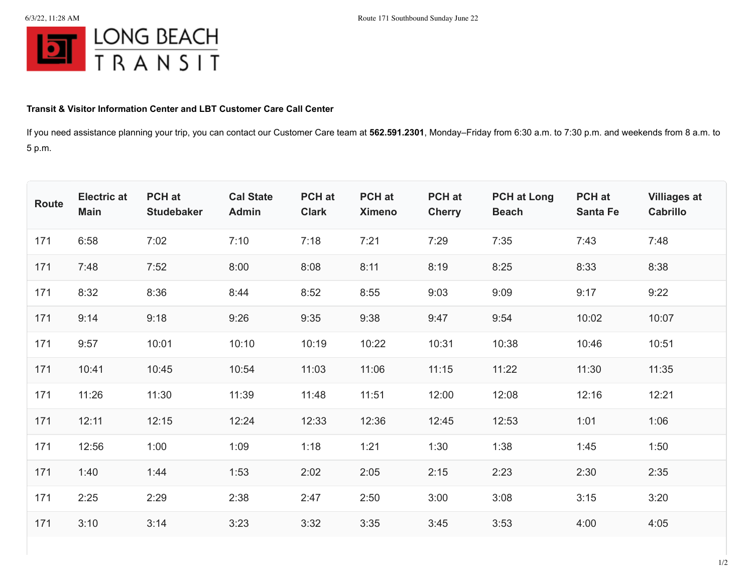LONG BEACH TRANSIT

**Transit & Visitor Information Center and LBT Customer Care Call Center**

If you need assistance planning your trip, you can contact our Customer Care team at **562.591.2301**, Monday–Friday from 6:30 a.m. to 7:30 p.m. and weekends from 8 a.m. to 5 p.m.

| Route | Electric at Main | PCH at Studebaker | Cal State Admin | PCH at Clark | PCH at Ximeno | PCH at Cherry | PCH at Long Beach | PCH at Santa Fe | Villiages at Cabrillo |
|---|---|---|---|---|---|---|---|---|---|
| 171 | 6:58 | 7:02 | 7:10 | 7:18 | 7:21 | 7:29 | 7:35 | 7:43 | 7:48 |
| 171 | 7:48 | 7:52 | 8:00 | 8:08 | 8:11 | 8:19 | 8:25 | 8:33 | 8:38 |
| 171 | 8:32 | 8:36 | 8:44 | 8:52 | 8:55 | 9:03 | 9:09 | 9:17 | 9:22 |
| 171 | 9:14 | 9:18 | 9:26 | 9:35 | 9:38 | 9:47 | 9:54 | 10:02 | 10:07 |
| 171 | 9:57 | 10:01 | 10:10 | 10:19 | 10:22 | 10:31 | 10:38 | 10:46 | 10:51 |
| 171 | 10:41 | 10:45 | 10:54 | 11:03 | 11:06 | 11:15 | 11:22 | 11:30 | 11:35 |
| 171 | 11:26 | 11:30 | 11:39 | 11:48 | 11:51 | 12:00 | 12:08 | 12:16 | 12:21 |
| 171 | 12:11 | 12:15 | 12:24 | 12:33 | 12:36 | 12:45 | 12:53 | 1:01 | 1:06 |
| 171 | 12:56 | 1:00 | 1:09 | 1:18 | 1:21 | 1:30 | 1:38 | 1:45 | 1:50 |
| 171 | 1:40 | 1:44 | 1:53 | 2:02 | 2:05 | 2:15 | 2:23 | 2:30 | 2:35 |
| 171 | 2:25 | 2:29 | 2:38 | 2:47 | 2:50 | 3:00 | 3:08 | 3:15 | 3:20 |
| 171 | 3:10 | 3:14 | 3:23 | 3:32 | 3:35 | 3:45 | 3:53 | 4:00 | 4:05 |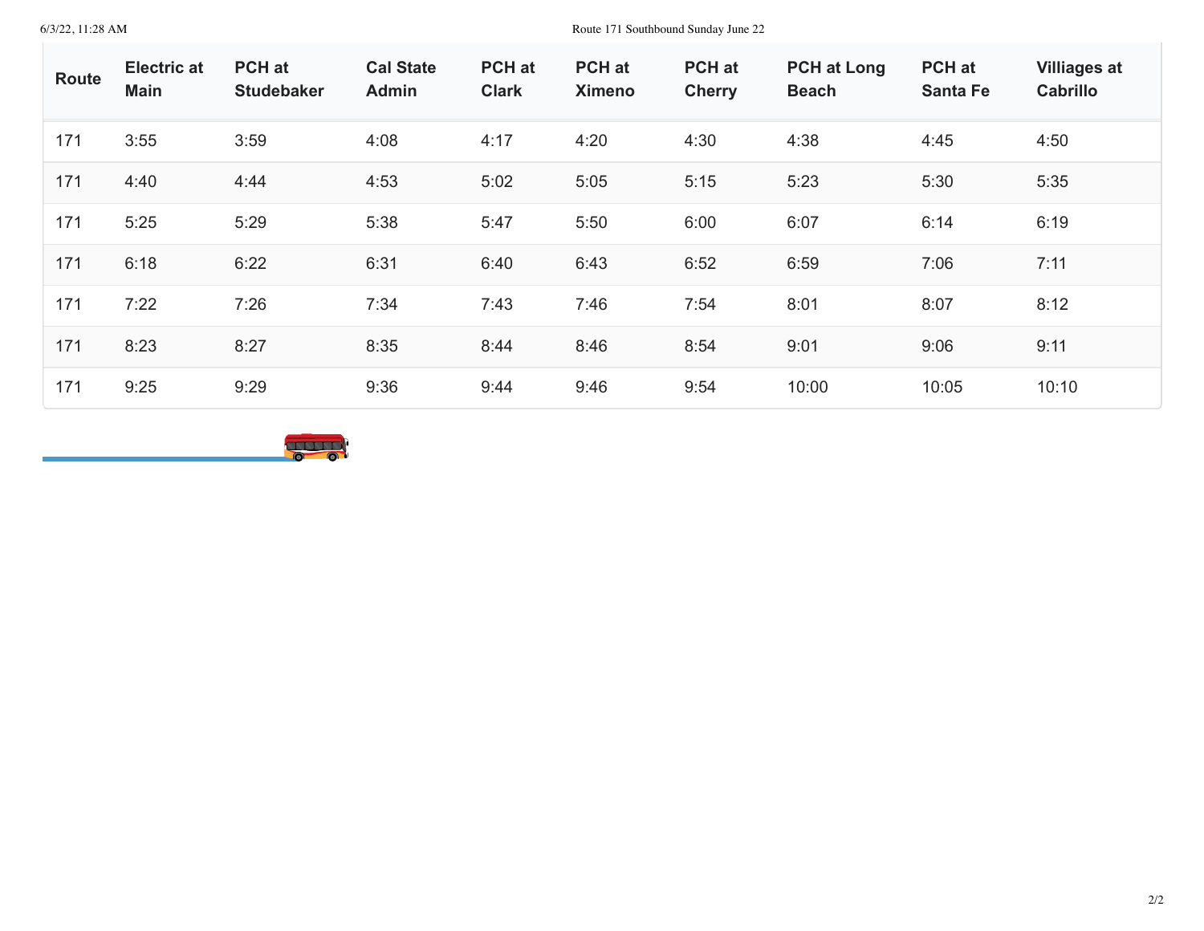| Route | Electric at Main | PCH at Studebaker | Cal State Admin | PCH at Clark | PCH at Ximeno | PCH at Cherry | PCH at Long Beach | PCH at Santa Fe | Villiages at Cabrillo |
|---|---|---|---|---|---|---|---|---|---|
| 171 | 3:55 | 3:59 | 4:08 | 4:17 | 4:20 | 4:30 | 4:38 | 4:45 | 4:50 |
| 171 | 4:40 | 4:44 | 4:53 | 5:02 | 5:05 | 5:15 | 5:23 | 5:30 | 5:35 |
| 171 | 5:25 | 5:29 | 5:38 | 5:47 | 5:50 | 6:00 | 6:07 | 6:14 | 6:19 |
| 171 | 6:18 | 6:22 | 6:31 | 6:40 | 6:43 | 6:52 | 6:59 | 7:06 | 7:11 |
| 171 | 7:22 | 7:26 | 7:34 | 7:43 | 7:46 | 7:54 | 8:01 | 8:07 | 8:12 |
| 171 | 8:23 | 8:27 | 8:35 | 8:44 | 8:46 | 8:54 | 9:01 | 9:06 | 9:11 |
| 171 | 9:25 | 9:29 | 9:36 | 9:44 | 9:46 | 9:54 | 10:00 | 10:05 | 10:10 |